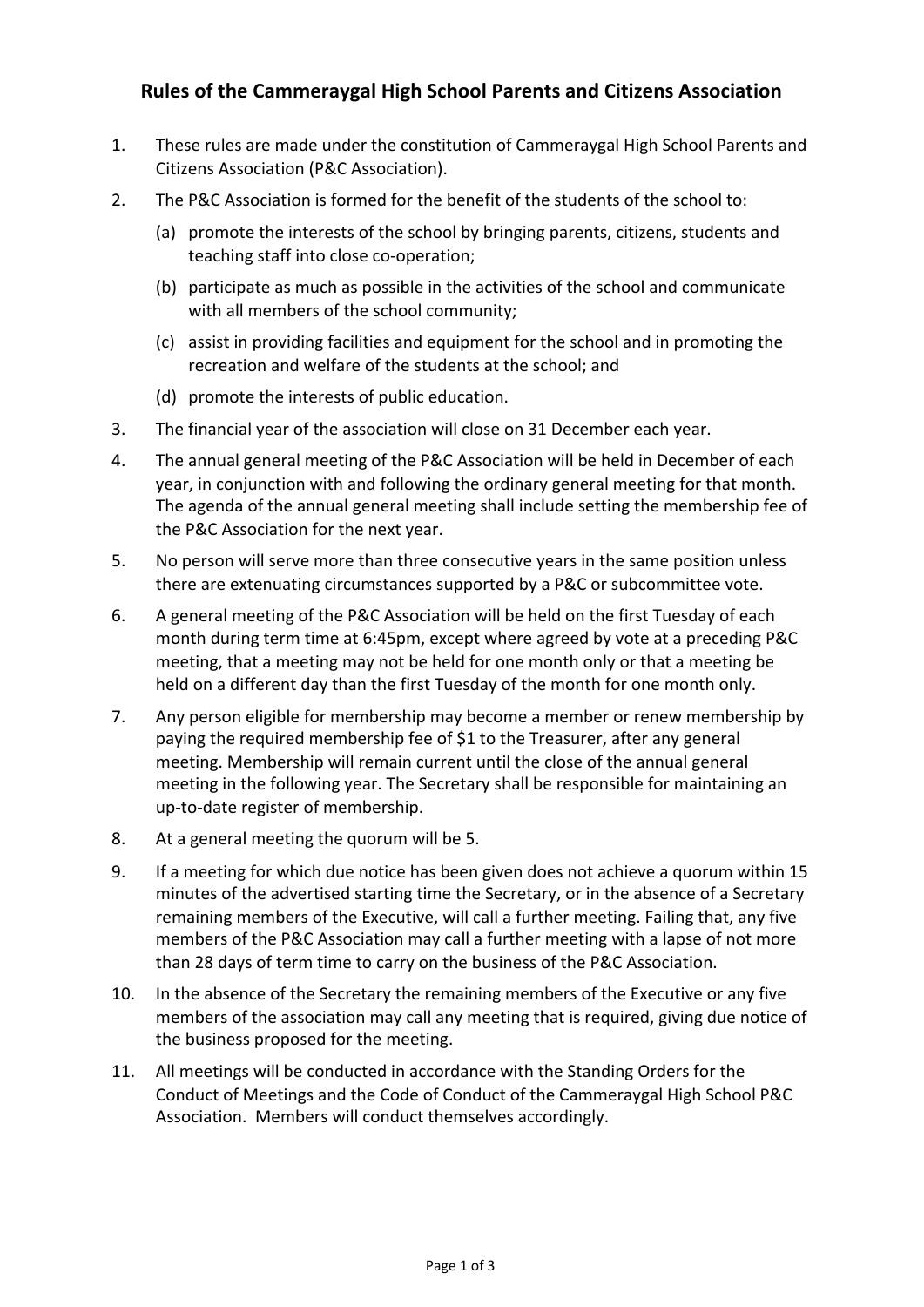# Rules of the Cammeraygal High School Parents and Citizens Association

1. These rules are made under the constitution of Cammeraygal High School Parents and Citizens Association (P&C Association).
2. The P&C Association is formed for the benefit of the students of the school to:
   (a) promote the interests of the school by bringing parents, citizens, students and teaching staff into close co-operation;
   (b) participate as much as possible in the activities of the school and communicate with all members of the school community;
   (c) assist in providing facilities and equipment for the school and in promoting the recreation and welfare of the students at the school; and
   (d) promote the interests of public education.
3. The financial year of the association will close on 31 December each year.
4. The annual general meeting of the P&C Association will be held in December of each year, in conjunction with and following the ordinary general meeting for that month. The agenda of the annual general meeting shall include setting the membership fee of the P&C Association for the next year.
5. No person will serve more than three consecutive years in the same position unless there are extenuating circumstances supported by a P&C or subcommittee vote.
6. A general meeting of the P&C Association will be held on the first Tuesday of each month during term time at 6:45pm, except where agreed by vote at a preceding P&C meeting, that a meeting may not be held for one month only or that a meeting be held on a different day than the first Tuesday of the month for one month only.
7. Any person eligible for membership may become a member or renew membership by paying the required membership fee of $1 to the Treasurer, after any general meeting. Membership will remain current until the close of the annual general meeting in the following year. The Secretary shall be responsible for maintaining an up-to-date register of membership.
8. At a general meeting the quorum will be 5.
9. If a meeting for which due notice has been given does not achieve a quorum within 15 minutes of the advertised starting time the Secretary, or in the absence of a Secretary remaining members of the Executive, will call a further meeting. Failing that, any five members of the P&C Association may call a further meeting with a lapse of not more than 28 days of term time to carry on the business of the P&C Association.
10. In the absence of the Secretary the remaining members of the Executive or any five members of the association may call any meeting that is required, giving due notice of the business proposed for the meeting.
11. All meetings will be conducted in accordance with the Standing Orders for the Conduct of Meetings and the Code of Conduct of the Cammeraygal High School P&C Association. Members will conduct themselves accordingly.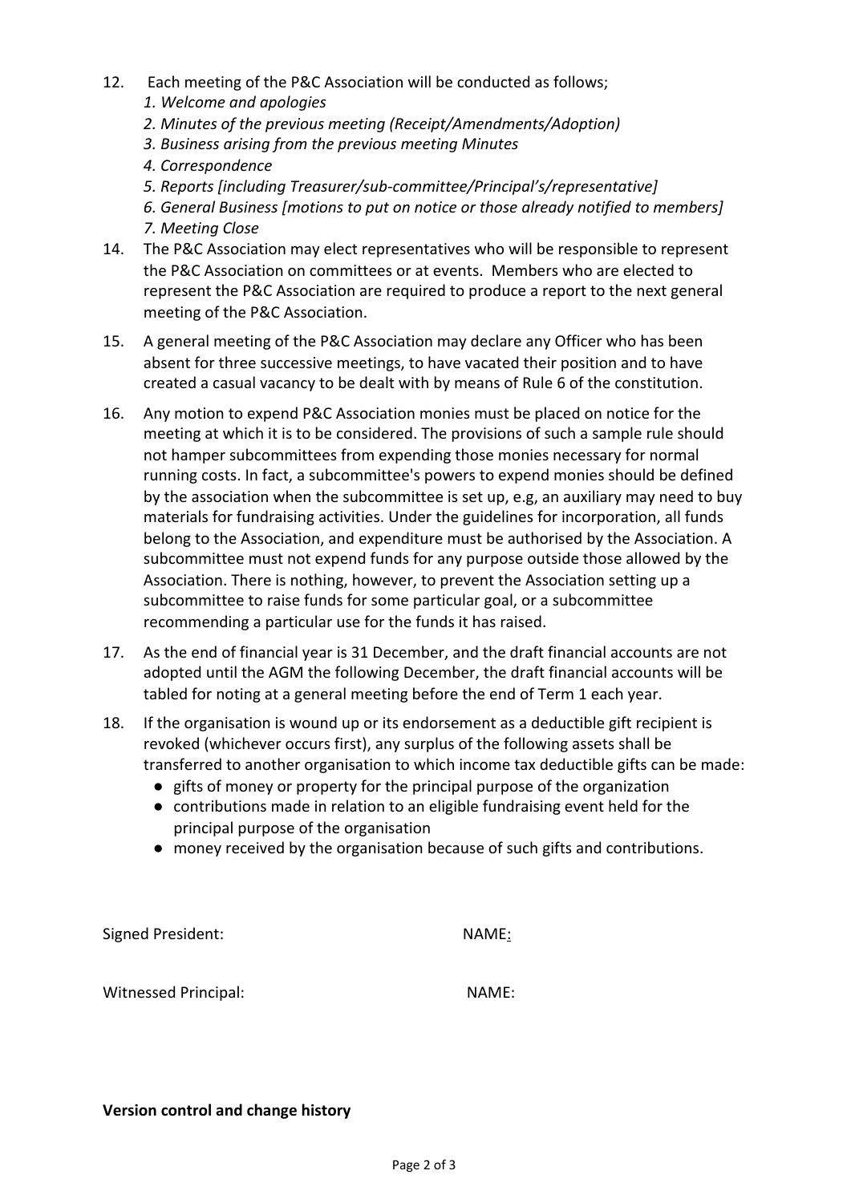12. Each meeting of the P&C Association will be conducted as follows;
    *1. Welcome and apologies*
    *2. Minutes of the previous meeting (Receipt/Amendments/Adoption)*
    *3. Business arising from the previous meeting Minutes*
    *4. Correspondence*
    *5. Reports [including Treasurer/sub-committee/Principal's/representative]*
    *6. General Business [motions to put on notice or those already notified to members]*
    *7. Meeting Close*

14. The P&C Association may elect representatives who will be responsible to represent the P&C Association on committees or at events. Members who are elected to represent the P&C Association are required to produce a report to the next general meeting of the P&C Association.

15. A general meeting of the P&C Association may declare any Officer who has been absent for three successive meetings, to have vacated their position and to have created a casual vacancy to be dealt with by means of Rule 6 of the constitution.

16. Any motion to expend P&C Association monies must be placed on notice for the meeting at which it is to be considered. The provisions of such a sample rule should not hamper subcommittees from expending those monies necessary for normal running costs. In fact, a subcommittee's powers to expend monies should be defined by the association when the subcommittee is set up, e.g, an auxiliary may need to buy materials for fundraising activities. Under the guidelines for incorporation, all funds belong to the Association, and expenditure must be authorised by the Association. A subcommittee must not expend funds for any purpose outside those allowed by the Association. There is nothing, however, to prevent the Association setting up a subcommittee to raise funds for some particular goal, or a subcommittee recommending a particular use for the funds it has raised.

17. As the end of financial year is 31 December, and the draft financial accounts are not adopted until the AGM the following December, the draft financial accounts will be tabled for noting at a general meeting before the end of Term 1 each year.

18. If the organisation is wound up or its endorsement as a deductible gift recipient is revoked (whichever occurs first), any surplus of the following assets shall be transferred to another organisation to which income tax deductible gifts can be made:
    - gifts of money or property for the principal purpose of the organization
    - contributions made in relation to an eligible fundraising event held for the principal purpose of the organisation
    - money received by the organisation because of such gifts and contributions.

Signed President: NAME:

Witnessed Principal: NAME:

**Version control and change history**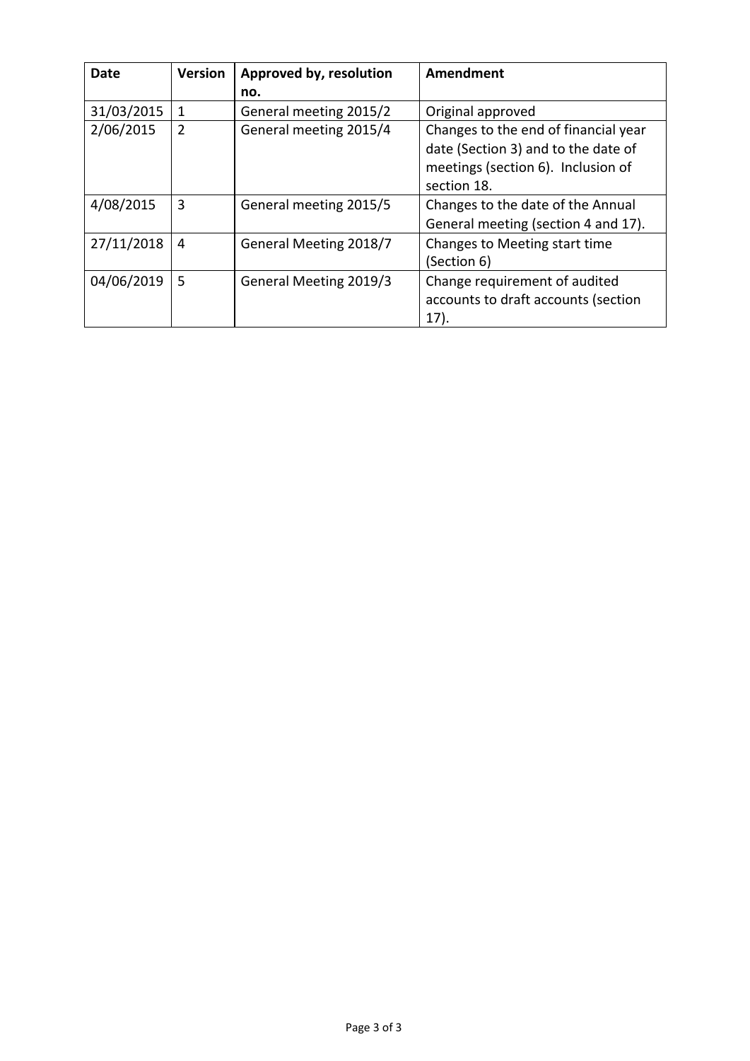| Date | Version | Approved by, resolution no. | Amendment |
| --- | --- | --- | --- |
| 31/03/2015 | 1 | General meeting 2015/2 | Original approved |
| 2/06/2015 | 2 | General meeting 2015/4 | Changes to the end of financial year date (Section 3) and to the date of meetings (section 6). Inclusion of section 18. |
| 4/08/2015 | 3 | General meeting 2015/5 | Changes to the date of the Annual General meeting (section 4 and 17). |
| 27/11/2018 | 4 | General Meeting 2018/7 | Changes to Meeting start time (Section 6) |
| 04/06/2019 | 5 | General Meeting 2019/3 | Change requirement of audited accounts to draft accounts (section 17). |